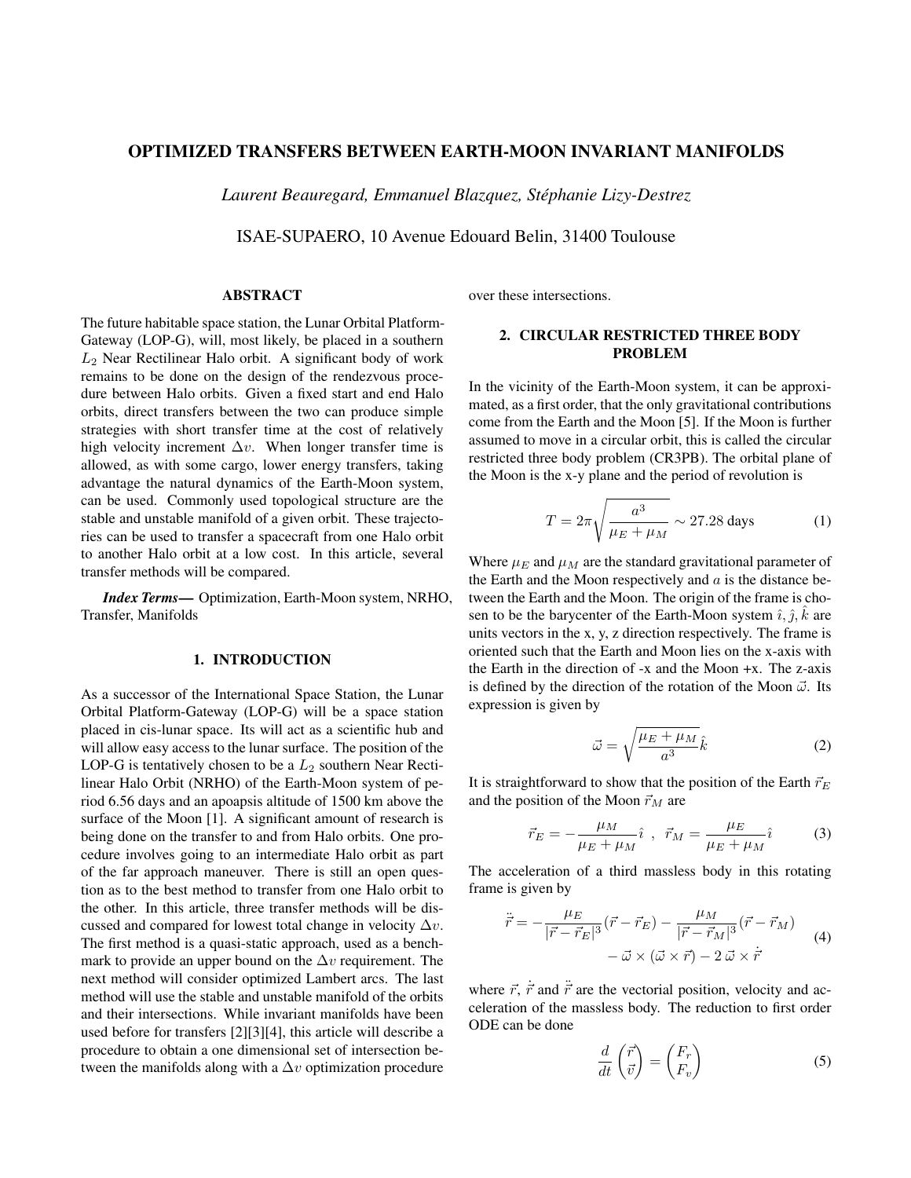# OPTIMIZED TRANSFERS BETWEEN EARTH-MOON INVARIANT MANIFOLDS

*Laurent Beauregard, Emmanuel Blazquez, Stéphanie Lizy-Destrez*

ISAE-SUPAERO, 10 Avenue Edouard Belin, 31400 Toulouse

## ABSTRACT

The future habitable space station, the Lunar Orbital Platform-Gateway (LOP-G), will, most likely, be placed in a southern $L_2$ Near Rectilinear Halo orbit. A significant body of work remains to be done on the design of the rendezvous procedure between Halo orbits. Given a fixed start and end Halo orbits, direct transfers between the two can produce simple strategies with short transfer time at the cost of relatively high velocity increment $\Delta v$. When longer transfer time is allowed, as with some cargo, lower energy transfers, taking advantage the natural dynamics of the Earth-Moon system, can be used. Commonly used topological structure are the stable and unstable manifold of a given orbit. These trajectories can be used to transfer a spacecraft from one Halo orbit to another Halo orbit at a low cost. In this article, several transfer methods will be compared.

***Index Terms*—** Optimization, Earth-Moon system, NRHO, Transfer, Manifolds

## 1. INTRODUCTION

As a successor of the International Space Station, the Lunar Orbital Platform-Gateway (LOP-G) will be a space station placed in cis-lunar space. Its will act as a scientific hub and will allow easy access to the lunar surface. The position of the LOP-G is tentatively chosen to be a $L_2$ southern Near Rectilinear Halo Orbit (NRHO) of the Earth-Moon system of period 6.56 days and an apoapsis altitude of 1500 km above the surface of the Moon [1]. A significant amount of research is being done on the transfer to and from Halo orbits. One procedure involves going to an intermediate Halo orbit as part of the far approach maneuver. There is still an open question as to the best method to transfer from one Halo orbit to the other. In this article, three transfer methods will be discussed and compared for lowest total change in velocity $\Delta v$. The first method is a quasi-static approach, used as a benchmark to provide an upper bound on the $\Delta v$ requirement. The next method will consider optimized Lambert arcs. The last method will use the stable and unstable manifold of the orbits and their intersections. While invariant manifolds have been used before for transfers [2][3][4], this article will describe a procedure to obtain a one dimensional set of intersection between the manifolds along with a $\Delta v$ optimization procedure over these intersections.

## 2. CIRCULAR RESTRICTED THREE BODY PROBLEM

In the vicinity of the Earth-Moon system, it can be approximated, as a first order, that the only gravitational contributions come from the Earth and the Moon [5]. If the Moon is further assumed to move in a circular orbit, this is called the circular restricted three body problem (CR3PB). The orbital plane of the Moon is the x-y plane and the period of revolution is

$$T = 2\pi\sqrt{\frac{a^3}{\mu_E + \mu_M}} \sim 27.28 \text{ days} \tag{1}$$

Where $\mu_E$ and $\mu_M$ are the standard gravitational parameter of the Earth and the Moon respectively and $a$ is the distance between the Earth and the Moon. The origin of the frame is chosen to be the barycenter of the Earth-Moon system $\hat{\imath}, \hat{\jmath}, \hat{k}$ are units vectors in the x, y, z direction respectively. The frame is oriented such that the Earth and Moon lies on the x-axis with the Earth in the direction of -x and the Moon +x. The z-axis is defined by the direction of the rotation of the Moon $\vec{\omega}$. Its expression is given by

$$\vec{\omega} = \sqrt{\frac{\mu_E + \mu_M}{a^3}}\hat{k} \tag{2}$$

It is straightforward to show that the position of the Earth $\vec{r}_E$ and the position of the Moon $\vec{r}_M$ are

$$\vec{r}_E = -\frac{\mu_M}{\mu_E + \mu_M}\hat{\imath} \ , \ \vec{r}_M = \frac{\mu_E}{\mu_E + \mu_M}\hat{\imath} \tag{3}$$

The acceleration of a third massless body in this rotating frame is given by

$$\begin{aligned} \ddot{\vec{r}} = -\frac{\mu_E}{|\vec{r} - \vec{r}_E|^3}(\vec{r} - \vec{r}_E) - \frac{\mu_M}{|\vec{r} - \vec{r}_M|^3}(\vec{r} - \vec{r}_M) \\ - \vec{\omega} \times (\vec{\omega} \times \vec{r}) - 2\,\vec{\omega} \times \dot{\vec{r}} \end{aligned} \tag{4}$$

where $\vec{r}$, $\dot{\vec{r}}$ and $\ddot{\vec{r}}$ are the vectorial position, velocity and acceleration of the massless body. The reduction to first order ODE can be done

$$\frac{d}{dt}\begin{pmatrix}\vec{r} \\ \vec{v}\end{pmatrix} = \begin{pmatrix}F_r \\ F_v\end{pmatrix} \tag{5}$$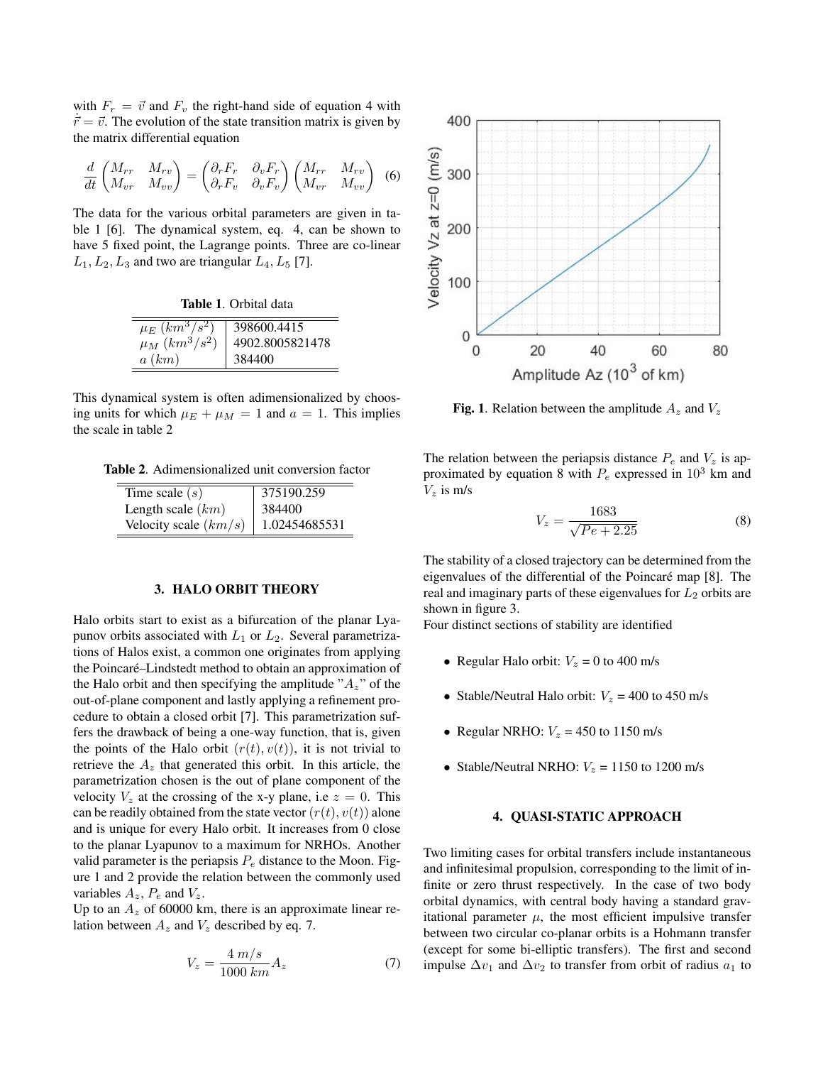with $F_r = \vec{v}$ and $F_v$ the right-hand side of equation 4 with $\dot{\vec{r}} = \vec{v}$. The evolution of the state transition matrix is given by the matrix differential equation

$$\frac{d}{dt}\begin{pmatrix} M_{rr} & M_{rv} \\ M_{vr} & M_{vv} \end{pmatrix} = \begin{pmatrix} \partial_r F_r & \partial_v F_r \\ \partial_r F_v & \partial_v F_v \end{pmatrix} \begin{pmatrix} M_{rr} & M_{rv} \\ M_{vr} & M_{vv} \end{pmatrix} \quad (6)$$

The data for the various orbital parameters are given in table 1 [6]. The dynamical system, eq. 4, can be shown to have 5 fixed point, the Lagrange points. Three are co-linear $L_1, L_2, L_3$ and two are triangular $L_4, L_5$ [7].

**Table 1**. Orbital data

| | |
|---|---|
| $\mu_E$ $(km^3/s^2)$ | 398600.4415 |
| $\mu_M$ $(km^3/s^2)$ | 4902.8005821478 |
| $a$ $(km)$ | 384400 |

This dynamical system is often adimensionalized by choosing units for which $\mu_E + \mu_M = 1$ and $a = 1$. This implies the scale in table 2

**Table 2**. Adimensionalized unit conversion factor

| | |
|---|---|
| Time scale $(s)$ | 375190.259 |
| Length scale $(km)$ | 384400 |
| Velocity scale $(km/s)$ | 1.02454685531 |

## 3. HALO ORBIT THEORY

Halo orbits start to exist as a bifurcation of the planar Lyapunov orbits associated with $L_1$ or $L_2$. Several parametrizations of Halos exist, a common one originates from applying the Poincaré–Lindstedt method to obtain an approximation of the Halo orbit and then specifying the amplitude "$A_z$" of the out-of-plane component and lastly applying a refinement procedure to obtain a closed orbit [7]. This parametrization suffers the drawback of being a one-way function, that is, given the points of the Halo orbit $(r(t), v(t))$, it is not trivial to retrieve the $A_z$ that generated this orbit. In this article, the parametrization chosen is the out of plane component of the velocity $V_z$ at the crossing of the x-y plane, i.e $z = 0$. This can be readily obtained from the state vector $(r(t), v(t))$ alone and is unique for every Halo orbit. It increases from 0 close to the planar Lyapunov to a maximum for NRHOs. Another valid parameter is the periapsis $P_e$ distance to the Moon. Figure 1 and 2 provide the relation between the commonly used variables $A_z$, $P_e$ and $V_z$.

Up to an $A_z$ of 60000 km, there is an approximate linear relation between $A_z$ and $V_z$ described by eq. 7.

$$V_z = \frac{4\ m/s}{1000\ km} A_z \quad (7)$$

**Fig. 1**. Relation between the amplitude $A_z$ and $V_z$

The relation between the periapsis distance $P_e$ and $V_z$ is approximated by equation 8 with $P_e$ expressed in $10^3$ km and $V_z$ is m/s

$$V_z = \frac{1683}{\sqrt{Pe + 2.25}} \quad (8)$$

The stability of a closed trajectory can be determined from the eigenvalues of the differential of the Poincaré map [8]. The real and imaginary parts of these eigenvalues for $L_2$ orbits are shown in figure 3.

Four distinct sections of stability are identified

- Regular Halo orbit: $V_z$ = 0 to 400 m/s
- Stable/Neutral Halo orbit: $V_z$ = 400 to 450 m/s
- Regular NRHO: $V_z$ = 450 to 1150 m/s
- Stable/Neutral NRHO: $V_z$ = 1150 to 1200 m/s

## 4. QUASI-STATIC APPROACH

Two limiting cases for orbital transfers include instantaneous and infinitesimal propulsion, corresponding to the limit of infinite or zero thrust respectively. In the case of two body orbital dynamics, with central body having a standard gravitational parameter $\mu$, the most efficient impulsive transfer between two circular co-planar orbits is a Hohmann transfer (except for some bi-elliptic transfers). The first and second impulse $\Delta v_1$ and $\Delta v_2$ to transfer from orbit of radius $a_1$ to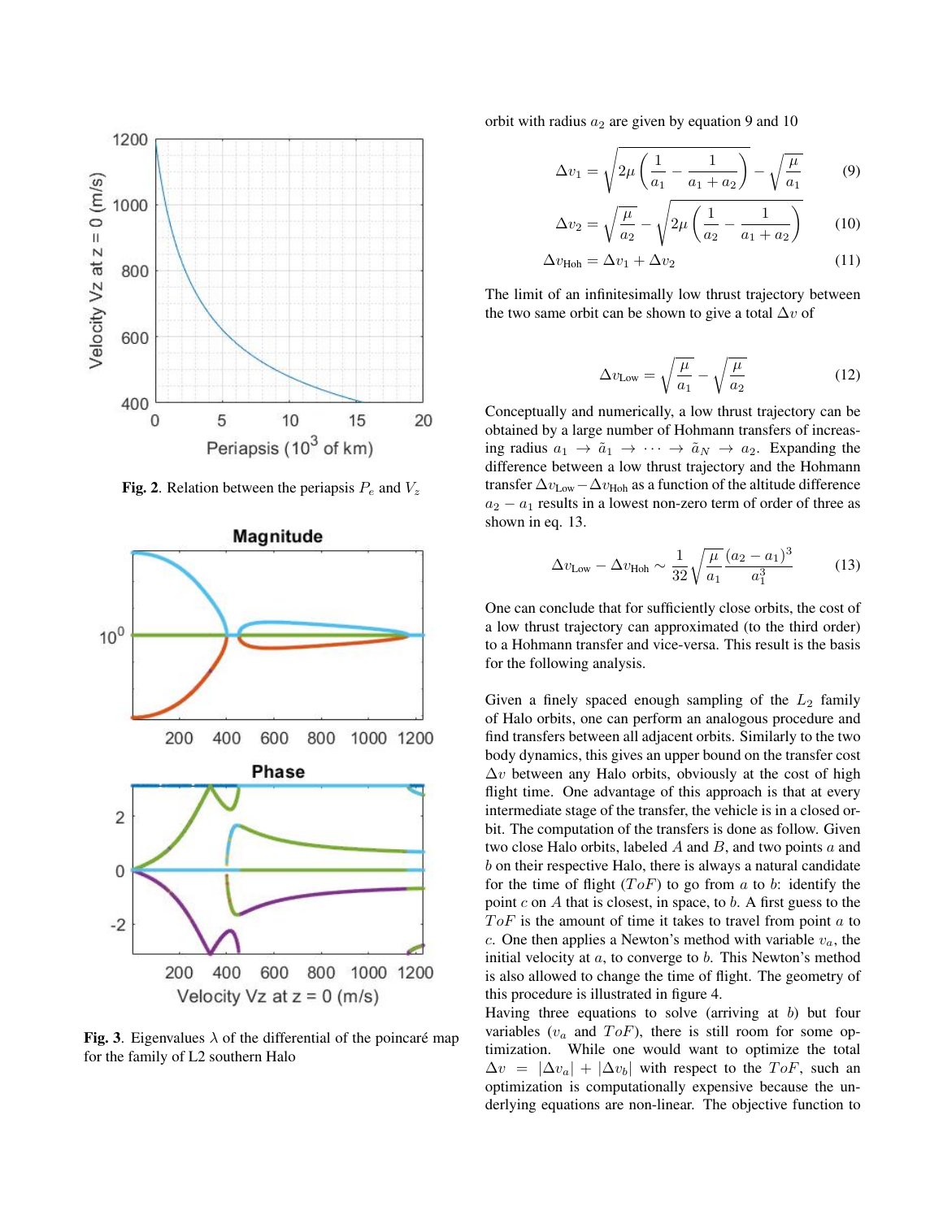Fig. 2. Relation between the periapsis $P_e$ and $V_z$

Fig. 3. Eigenvalues $\lambda$ of the differential of the poincaré map for the family of L2 southern Halo

orbit with radius $a_2$ are given by equation 9 and 10

$$\Delta v_1 = \sqrt{2\mu\left(\frac{1}{a_1} - \frac{1}{a_1 + a_2}\right)} - \sqrt{\frac{\mu}{a_1}} \tag{9}$$

$$\Delta v_2 = \sqrt{\frac{\mu}{a_2}} - \sqrt{2\mu\left(\frac{1}{a_2} - \frac{1}{a_1 + a_2}\right)} \tag{10}$$

$$\Delta v_{\text{Hoh}} = \Delta v_1 + \Delta v_2 \tag{11}$$

The limit of an infinitesimally low thrust trajectory between the two same orbit can be shown to give a total $\Delta v$ of

$$\Delta v_{\text{Low}} = \sqrt{\frac{\mu}{a_1}} - \sqrt{\frac{\mu}{a_2}} \tag{12}$$

Conceptually and numerically, a low thrust trajectory can be obtained by a large number of Hohmann transfers of increasing radius $a_1 \rightarrow \tilde{a}_1 \rightarrow \cdots \rightarrow \tilde{a}_N \rightarrow a_2$. Expanding the difference between a low thrust trajectory and the Hohmann transfer $\Delta v_{\text{Low}} - \Delta v_{\text{Hoh}}$ as a function of the altitude difference $a_2 - a_1$ results in a lowest non-zero term of order of three as shown in eq. 13.

$$\Delta v_{\text{Low}} - \Delta v_{\text{Hoh}} \sim \frac{1}{32}\sqrt{\frac{\mu}{a_1}}\frac{(a_2 - a_1)^3}{a_1^3} \tag{13}$$

One can conclude that for sufficiently close orbits, the cost of a low thrust trajectory can approximated (to the third order) to a Hohmann transfer and vice-versa. This result is the basis for the following analysis.

Given a finely spaced enough sampling of the $L_2$ family of Halo orbits, one can perform an analogous procedure and find transfers between all adjacent orbits. Similarly to the two body dynamics, this gives an upper bound on the transfer cost $\Delta v$ between any Halo orbits, obviously at the cost of high flight time. One advantage of this approach is that at every intermediate stage of the transfer, the vehicle is in a closed orbit. The computation of the transfers is done as follow. Given two close Halo orbits, labeled $A$ and $B$, and two points $a$ and $b$ on their respective Halo, there is always a natural candidate for the time of flight ($ToF$) to go from $a$ to $b$: identify the point $c$ on $A$ that is closest, in space, to $b$. A first guess to the $ToF$ is the amount of time it takes to travel from point $a$ to $c$. One then applies a Newton's method with variable $v_a$, the initial velocity at $a$, to converge to $b$. This Newton's method is also allowed to change the time of flight. The geometry of this procedure is illustrated in figure 4.

Having three equations to solve (arriving at $b$) but four variables ($v_a$ and $ToF$), there is still room for some optimization. While one would want to optimize the total $\Delta v = |\Delta v_a| + |\Delta v_b|$ with respect to the $ToF$, such an optimization is computationally expensive because the underlying equations are non-linear. The objective function to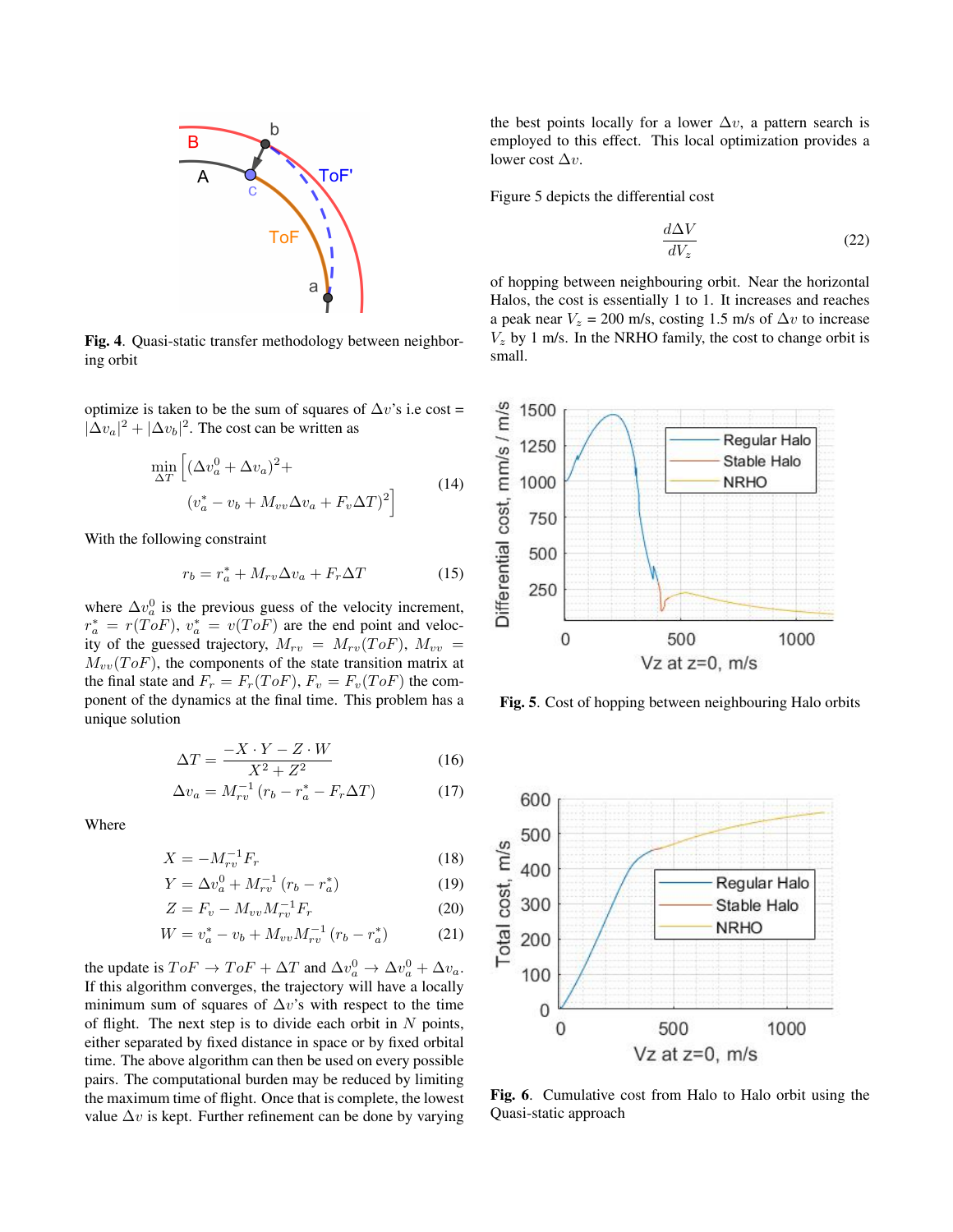**Fig. 4**. Quasi-static transfer methodology between neighboring orbit

optimize is taken to be the sum of squares of $\Delta v$'s i.e cost = $|\Delta v_a|^2 + |\Delta v_b|^2$. The cost can be written as

$$\min_{\Delta T} \left[ (\Delta v_a^0 + \Delta v_a)^2 + (v_a^* - v_b + M_{vv}\Delta v_a + F_v \Delta T)^2 \right] \tag{14}$$

With the following constraint

$$r_b = r_a^* + M_{rv}\Delta v_a + F_r \Delta T \tag{15}$$

where $\Delta v_a^0$ is the previous guess of the velocity increment, $r_a^* = r(ToF)$, $v_a^* = v(ToF)$ are the end point and velocity of the guessed trajectory, $M_{rv} = M_{rv}(ToF)$, $M_{vv} = M_{vv}(ToF)$, the components of the state transition matrix at the final state and $F_r = F_r(ToF)$, $F_v = F_v(ToF)$ the component of the dynamics at the final time. This problem has a unique solution

$$\Delta T = \frac{-X \cdot Y - Z \cdot W}{X^2 + Z^2} \tag{16}$$

$$\Delta v_a = M_{rv}^{-1}(r_b - r_a^* - F_r \Delta T) \tag{17}$$

Where

$$X = -M_{rv}^{-1} F_r \tag{18}$$

$$Y = \Delta v_a^0 + M_{rv}^{-1}(r_b - r_a^*) \tag{19}$$

$$Z = F_v - M_{vv} M_{rv}^{-1} F_r \tag{20}$$

$$W = v_a^* - v_b + M_{vv} M_{rv}^{-1}(r_b - r_a^*) \tag{21}$$

the update is $ToF \to ToF + \Delta T$ and $\Delta v_a^0 \to \Delta v_a^0 + \Delta v_a$. If this algorithm converges, the trajectory will have a locally minimum sum of squares of $\Delta v$'s with respect to the time of flight. The next step is to divide each orbit in $N$ points, either separated by fixed distance in space or by fixed orbital time. The above algorithm can then be used on every possible pairs. The computational burden may be reduced by limiting the maximum time of flight. Once that is complete, the lowest value $\Delta v$ is kept. Further refinement can be done by varying the best points locally for a lower $\Delta v$, a pattern search is employed to this effect. This local optimization provides a lower cost $\Delta v$.

Figure 5 depicts the differential cost

$$\frac{d\Delta V}{dV_z} \tag{22}$$

of hopping between neighbouring orbit. Near the horizontal Halos, the cost is essentially 1 to 1. It increases and reaches a peak near $V_z$ = 200 m/s, costing 1.5 m/s of $\Delta v$ to increase $V_z$ by 1 m/s. In the NRHO family, the cost to change orbit is small.

**Fig. 5**. Cost of hopping between neighbouring Halo orbits

**Fig. 6**. Cumulative cost from Halo to Halo orbit using the Quasi-static approach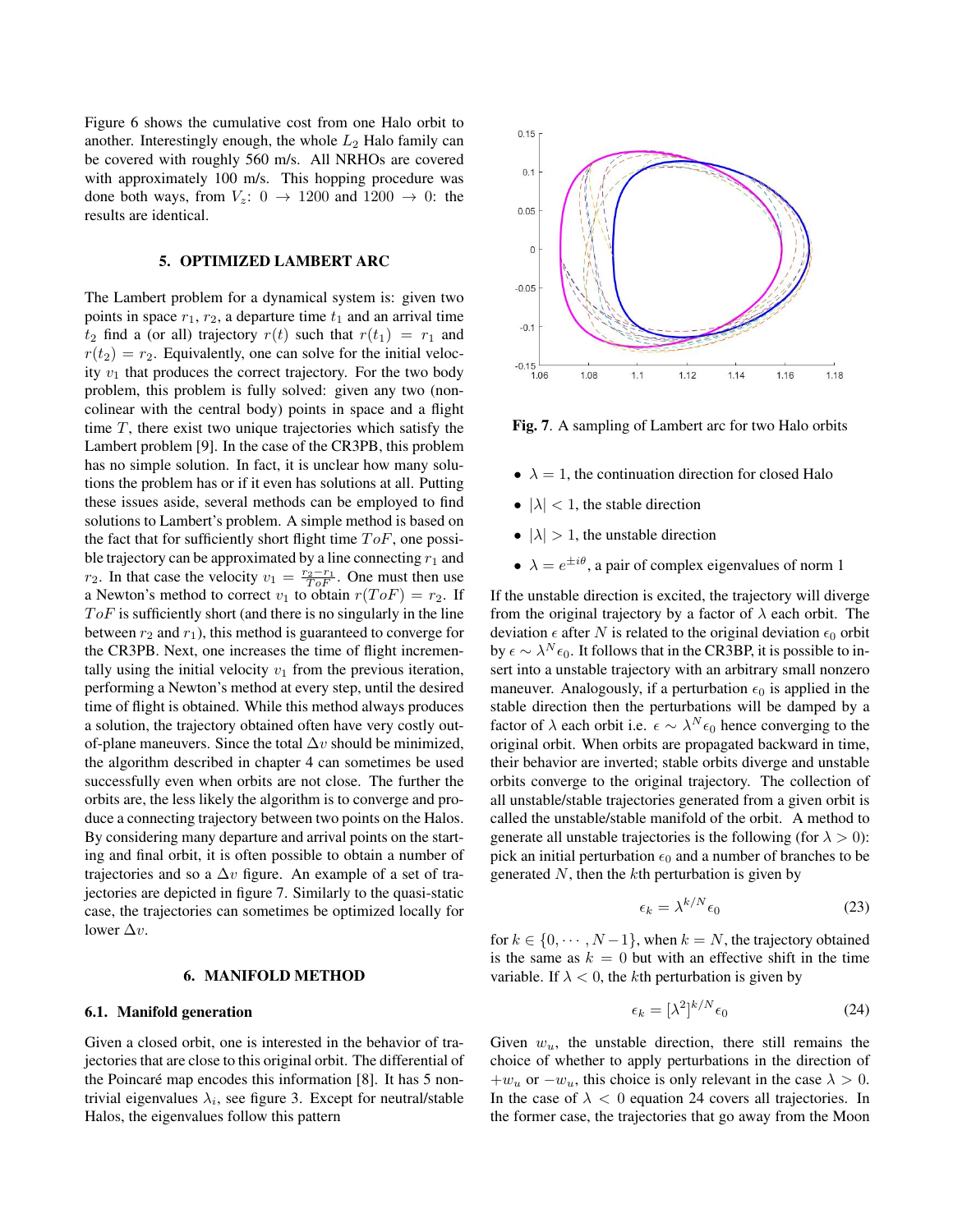Figure 6 shows the cumulative cost from one Halo orbit to another. Interestingly enough, the whole $L_2$ Halo family can be covered with roughly 560 m/s. All NRHOs are covered with approximately 100 m/s. This hopping procedure was done both ways, from $V_z$: $0 \rightarrow 1200$ and $1200 \rightarrow 0$: the results are identical.

## 5. OPTIMIZED LAMBERT ARC

The Lambert problem for a dynamical system is: given two points in space $r_1$, $r_2$, a departure time $t_1$ and an arrival time $t_2$ find a (or all) trajectory $r(t)$ such that $r(t_1) = r_1$ and $r(t_2) = r_2$. Equivalently, one can solve for the initial velocity $v_1$ that produces the correct trajectory. For the two body problem, this problem is fully solved: given any two (non-colinear with the central body) points in space and a flight time $T$, there exist two unique trajectories which satisfy the Lambert problem [9]. In the case of the CR3PB, this problem has no simple solution. In fact, it is unclear how many solutions the problem has or if it even has solutions at all. Putting these issues aside, several methods can be employed to find solutions to Lambert's problem. A simple method is based on the fact that for sufficiently short flight time $ToF$, one possible trajectory can be approximated by a line connecting $r_1$ and $r_2$. In that case the velocity $v_1 = \frac{r_2 - r_1}{ToF}$. One must then use a Newton's method to correct $v_1$ to obtain $r(ToF) = r_2$. If $ToF$ is sufficiently short (and there is no singularity in the line between $r_2$ and $r_1$), this method is guaranteed to converge for the CR3PB. Next, one increases the time of flight incrementally using the initial velocity $v_1$ from the previous iteration, performing a Newton's method at every step, until the desired time of flight is obtained. While this method always produces a solution, the trajectory obtained often have very costly out-of-plane maneuvers. Since the total $\Delta v$ should be minimized, the algorithm described in chapter 4 can sometimes be used successfully even when orbits are not close. The further the orbits are, the less likely the algorithm is to converge and produce a connecting trajectory between two points on the Halos. By considering many departure and arrival points on the starting and final orbit, it is often possible to obtain a number of trajectories and so a $\Delta v$ figure. An example of a set of trajectories are depicted in figure 7. Similarly to the quasi-static case, the trajectories can sometimes be optimized locally for lower $\Delta v$.

**Fig. 7**. A sampling of Lambert arc for two Halo orbits

## 6. MANIFOLD METHOD

### 6.1. Manifold generation

Given a closed orbit, one is interested in the behavior of trajectories that are close to this original orbit. The differential of the Poincaré map encodes this information [8]. It has 5 non-trivial eigenvalues $\lambda_i$, see figure 3. Except for neutral/stable Halos, the eigenvalues follow this pattern

- $\lambda = 1$, the continuation direction for closed Halo
- $|\lambda| < 1$, the stable direction
- $|\lambda| > 1$, the unstable direction
- $\lambda = e^{\pm i\theta}$, a pair of complex eigenvalues of norm 1

If the unstable direction is excited, the trajectory will diverge from the original trajectory by a factor of $\lambda$ each orbit. The deviation $\epsilon$ after $N$ is related to the original deviation $\epsilon_0$ orbit by $\epsilon \sim \lambda^N \epsilon_0$. It follows that in the CR3BP, it is possible to insert into a unstable trajectory with an arbitrary small nonzero maneuver. Analogously, if a perturbation $\epsilon_0$ is applied in the stable direction then the perturbations will be damped by a factor of $\lambda$ each orbit i.e. $\epsilon \sim \lambda^N \epsilon_0$ hence converging to the original orbit. When orbits are propagated backward in time, their behavior are inverted; stable orbits diverge and unstable orbits converge to the original trajectory. The collection of all unstable/stable trajectories generated from a given orbit is called the unstable/stable manifold of the orbit. A method to generate all unstable trajectories is the following (for $\lambda > 0$): pick an initial perturbation $\epsilon_0$ and a number of branches to be generated $N$, then the $k$th perturbation is given by

$$\epsilon_k = \lambda^{k/N} \epsilon_0 \tag{23}$$

for $k \in \{0, \cdots, N-1\}$, when $k = N$, the trajectory obtained is the same as $k = 0$ but with an effective shift in the time variable. If $\lambda < 0$, the $k$th perturbation is given by

$$\epsilon_k = [\lambda^2]^{k/N} \epsilon_0 \tag{24}$$

Given $w_u$, the unstable direction, there still remains the choice of whether to apply perturbations in the direction of $+w_u$ or $-w_u$, this choice is only relevant in the case $\lambda > 0$. In the case of $\lambda < 0$ equation 24 covers all trajectories. In the former case, the trajectories that go away from the Moon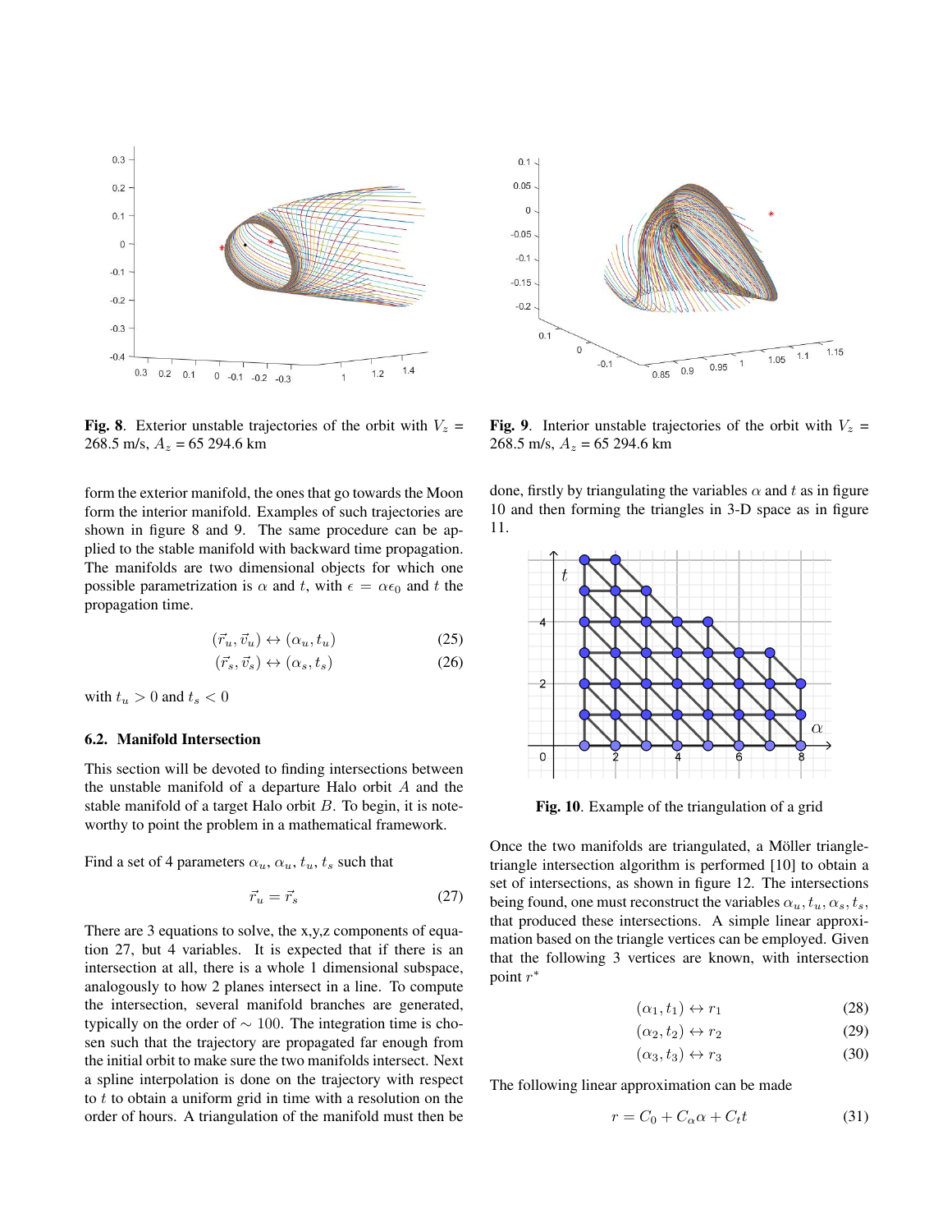**Fig. 8**. Exterior unstable trajectories of the orbit with $V_z$ = 268.5 m/s, $A_z$ = 65 294.6 km

**Fig. 9**. Interior unstable trajectories of the orbit with $V_z$ = 268.5 m/s, $A_z$ = 65 294.6 km

form the exterior manifold, the ones that go towards the Moon form the interior manifold. Examples of such trajectories are shown in figure 8 and 9. The same procedure can be applied to the stable manifold with backward time propagation. The manifolds are two dimensional objects for which one possible parametrization is $\alpha$ and $t$, with $\epsilon = \alpha\epsilon_0$ and $t$ the propagation time.

$$(\vec{r}_u, \vec{v}_u) \leftrightarrow (\alpha_u, t_u) \tag{25}$$

$$(\vec{r}_s, \vec{v}_s) \leftrightarrow (\alpha_s, t_s) \tag{26}$$

with $t_u > 0$ and $t_s < 0$

### 6.2. Manifold Intersection

This section will be devoted to finding intersections between the unstable manifold of a departure Halo orbit $A$ and the stable manifold of a target Halo orbit $B$. To begin, it is noteworthy to point the problem in a mathematical framework.

Find a set of 4 parameters $\alpha_u$, $\alpha_u$, $t_u$, $t_s$ such that

$$\vec{r}_u = \vec{r}_s \tag{27}$$

There are 3 equations to solve, the x,y,z components of equation 27, but 4 variables. It is expected that if there is an intersection at all, there is a whole 1 dimensional subspace, analogously to how 2 planes intersect in a line. To compute the intersection, several manifold branches are generated, typically on the order of $\sim 100$. The integration time is chosen such that the trajectory are propagated far enough from the initial orbit to make sure the two manifolds intersect. Next a spline interpolation is done on the trajectory with respect to $t$ to obtain a uniform grid in time with a resolution on the order of hours. A triangulation of the manifold must then be done, firstly by triangulating the variables $\alpha$ and $t$ as in figure 10 and then forming the triangles in 3-D space as in figure 11.

**Fig. 10**. Example of the triangulation of a grid

Once the two manifolds are triangulated, a Möller triangle-triangle intersection algorithm is performed [10] to obtain a set of intersections, as shown in figure 12. The intersections being found, one must reconstruct the variables $\alpha_u, t_u, \alpha_s, t_s$, that produced these intersections. A simple linear approximation based on the triangle vertices can be employed. Given that the following 3 vertices are known, with intersection point $r^*$

$$(\alpha_1, t_1) \leftrightarrow r_1 \tag{28}$$

$$(\alpha_2, t_2) \leftrightarrow r_2 \tag{29}$$

$$(\alpha_3, t_3) \leftrightarrow r_3 \tag{30}$$

The following linear approximation can be made

$$r = C_0 + C_\alpha \alpha + C_t t \tag{31}$$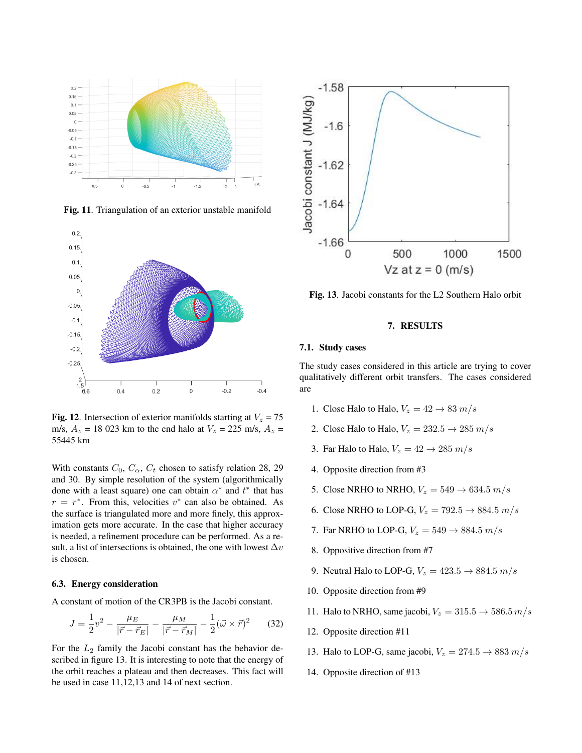**Fig. 11**. Triangulation of an exterior unstable manifold

**Fig. 12**. Intersection of exterior manifolds starting at $V_z$ = 75 m/s, $A_z$ = 18 023 km to the end halo at $V_z$ = 225 m/s, $A_z$ = 55445 km

With constants $C_0$, $C_\alpha$, $C_t$ chosen to satisfy relation 28, 29 and 30. By simple resolution of the system (algorithmically done with a least square) one can obtain $\alpha^*$ and $t^*$ that has $r = r^*$. From this, velocities $v^*$ can also be obtained. As the surface is triangulated more and more finely, this approximation gets more accurate. In the case that higher accuracy is needed, a refinement procedure can be performed. As a result, a list of intersections is obtained, the one with lowest $\Delta v$ is chosen.

### 6.3. Energy consideration

A constant of motion of the CR3BP is the Jacobi constant.

$$J = \frac{1}{2}v^2 - \frac{\mu_E}{|\vec{r} - \vec{r}_E|} - \frac{\mu_M}{|\vec{r} - \vec{r}_M|} - \frac{1}{2}(\vec{\omega} \times \vec{r})^2 \qquad (32)$$

For the $L_2$ family the Jacobi constant has the behavior described in figure 13. It is interesting to note that the energy of the orbit reaches a plateau and then decreases. This fact will be used in case 11,12,13 and 14 of next section.

**Fig. 13**. Jacobi constants for the L2 Southern Halo orbit

## 7. RESULTS

### 7.1. Study cases

The study cases considered in this article are trying to cover qualitatively different orbit transfers. The cases considered are

1. Close Halo to Halo, $V_z = 42 \rightarrow 83\ m/s$
2. Close Halo to Halo, $V_z = 232.5 \rightarrow 285\ m/s$
3. Far Halo to Halo, $V_z = 42 \rightarrow 285\ m/s$
4. Opposite direction from #3
5. Close NRHO to NRHO, $V_z = 549 \rightarrow 634.5\ m/s$
6. Close NRHO to LOP-G, $V_z = 792.5 \rightarrow 884.5\ m/s$
7. Far NRHO to LOP-G, $V_z = 549 \rightarrow 884.5\ m/s$
8. Oppositive direction from #7
9. Neutral Halo to LOP-G, $V_z = 423.5 \rightarrow 884.5\ m/s$
10. Opposite direction from #9
11. Halo to NRHO, same jacobi, $V_z = 315.5 \rightarrow 586.5\ m/s$
12. Opposite direction #11
13. Halo to LOP-G, same jacobi, $V_z = 274.5 \rightarrow 883\ m/s$
14. Opposite direction of #13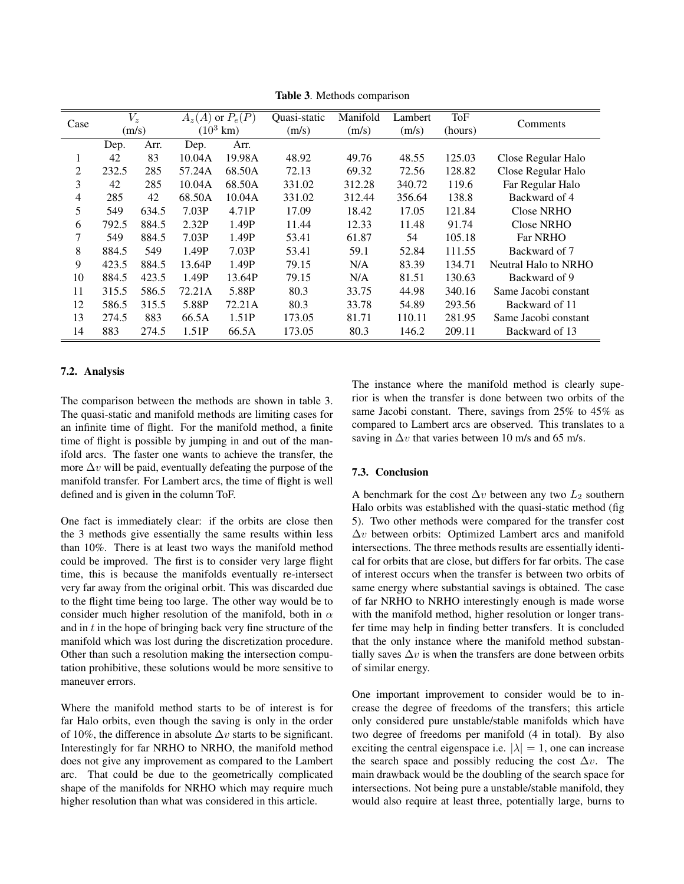**Table 3**. Methods comparison

| Case | $V_z$ (m/s) | | $A_z(A)$ or $P_e(P)$ ($10^3$ km) | | Quasi-static (m/s) | Manifold (m/s) | Lambert (m/s) | ToF (hours) | Comments |
|---|---|---|---|---|---|---|---|---|---|
| | Dep. | Arr. | Dep. | Arr. | | | | | |
| 1 | 42 | 83 | 10.04A | 19.98A | 48.92 | 49.76 | 48.55 | 125.03 | Close Regular Halo |
| 2 | 232.5 | 285 | 57.24A | 68.50A | 72.13 | 69.32 | 72.56 | 128.82 | Close Regular Halo |
| 3 | 42 | 285 | 10.04A | 68.50A | 331.02 | 312.28 | 340.72 | 119.6 | Far Regular Halo |
| 4 | 285 | 42 | 68.50A | 10.04A | 331.02 | 312.44 | 356.64 | 138.8 | Backward of 4 |
| 5 | 549 | 634.5 | 7.03P | 4.71P | 17.09 | 18.42 | 17.05 | 121.84 | Close NRHO |
| 6 | 792.5 | 884.5 | 2.32P | 1.49P | 11.44 | 12.33 | 11.48 | 91.74 | Close NRHO |
| 7 | 549 | 884.5 | 7.03P | 1.49P | 53.41 | 61.87 | 54 | 105.18 | Far NRHO |
| 8 | 884.5 | 549 | 1.49P | 7.03P | 53.41 | 59.1 | 52.84 | 111.55 | Backward of 7 |
| 9 | 423.5 | 884.5 | 13.64P | 1.49P | 79.15 | N/A | 83.39 | 134.71 | Neutral Halo to NRHO |
| 10 | 884.5 | 423.5 | 1.49P | 13.64P | 79.15 | N/A | 81.51 | 130.63 | Backward of 9 |
| 11 | 315.5 | 586.5 | 72.21A | 5.88P | 80.3 | 33.75 | 44.98 | 340.16 | Same Jacobi constant |
| 12 | 586.5 | 315.5 | 5.88P | 72.21A | 80.3 | 33.78 | 54.89 | 293.56 | Backward of 11 |
| 13 | 274.5 | 883 | 66.5A | 1.51P | 173.05 | 81.71 | 110.11 | 281.95 | Same Jacobi constant |
| 14 | 883 | 274.5 | 1.51P | 66.5A | 173.05 | 80.3 | 146.2 | 209.11 | Backward of 13 |

### 7.2. Analysis

The comparison between the methods are shown in table 3. The quasi-static and manifold methods are limiting cases for an infinite time of flight. For the manifold method, a finite time of flight is possible by jumping in and out of the manifold arcs. The faster one wants to achieve the transfer, the more $\Delta v$ will be paid, eventually defeating the purpose of the manifold transfer. For Lambert arcs, the time of flight is well defined and is given in the column ToF.

One fact is immediately clear: if the orbits are close then the 3 methods give essentially the same results within less than 10%. There is at least two ways the manifold method could be improved. The first is to consider very large flight time, this is because the manifolds eventually re-intersect very far away from the original orbit. This was discarded due to the flight time being too large. The other way would be to consider much higher resolution of the manifold, both in $\alpha$ and in $t$ in the hope of bringing back very fine structure of the manifold which was lost during the discretization procedure. Other than such a resolution making the intersection computation prohibitive, these solutions would be more sensitive to maneuver errors.

Where the manifold method starts to be of interest is for far Halo orbits, even though the saving is only in the order of 10%, the difference in absolute $\Delta v$ starts to be significant. Interestingly for far NRHO to NRHO, the manifold method does not give any improvement as compared to the Lambert arc. That could be due to the geometrically complicated shape of the manifolds for NRHO which may require much higher resolution than what was considered in this article.

The instance where the manifold method is clearly superior is when the transfer is done between two orbits of the same Jacobi constant. There, savings from 25% to 45% as compared to Lambert arcs are observed. This translates to a saving in $\Delta v$ that varies between 10 m/s and 65 m/s.

### 7.3. Conclusion

A benchmark for the cost $\Delta v$ between any two $L_2$ southern Halo orbits was established with the quasi-static method (fig 5). Two other methods were compared for the transfer cost $\Delta v$ between orbits: Optimized Lambert arcs and manifold intersections. The three methods results are essentially identical for orbits that are close, but differs for far orbits. The case of interest occurs when the transfer is between two orbits of same energy where substantial savings is obtained. The case of far NRHO to NRHO interestingly enough is made worse with the manifold method, higher resolution or longer transfer time may help in finding better transfers. It is concluded that the only instance where the manifold method substantially saves $\Delta v$ is when the transfers are done between orbits of similar energy.

One important improvement to consider would be to increase the degree of freedoms of the transfers; this article only considered pure unstable/stable manifolds which have two degree of freedoms per manifold (4 in total). By also exciting the central eigenspace i.e. $|\lambda| = 1$, one can increase the search space and possibly reducing the cost $\Delta v$. The main drawback would be the doubling of the search space for intersections. Not being pure a unstable/stable manifold, they would also require at least three, potentially large, burns to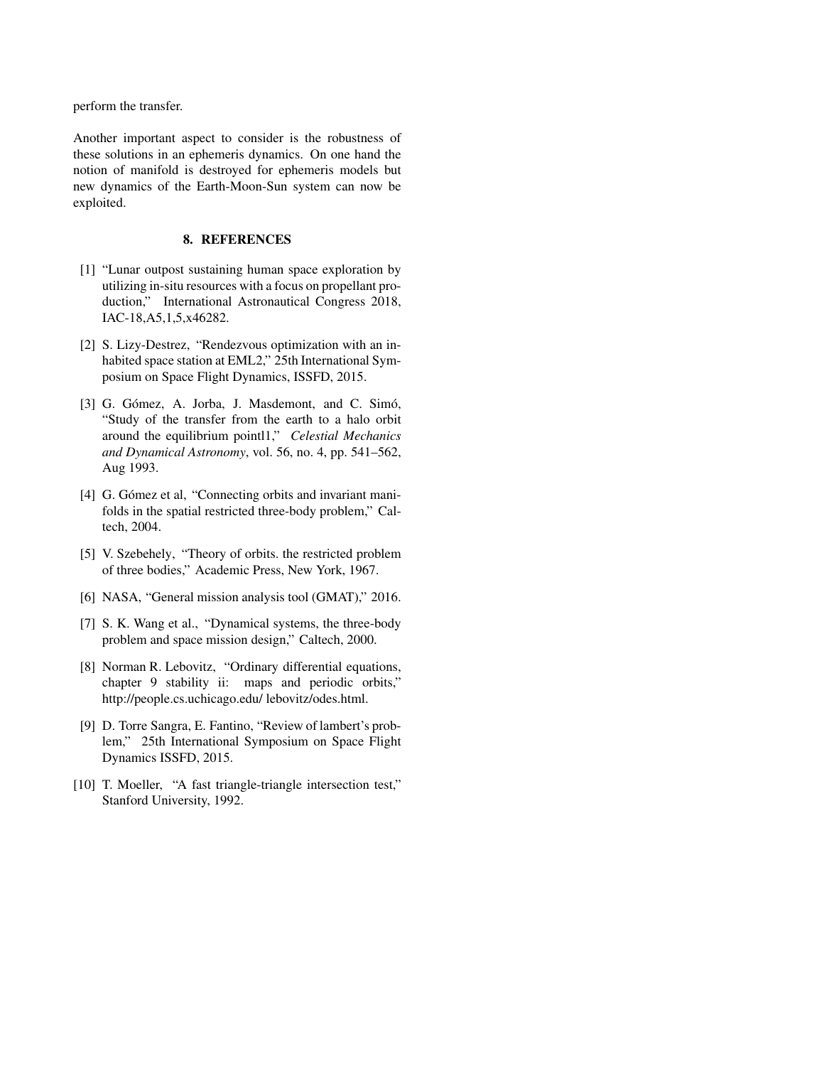perform the transfer.

Another important aspect to consider is the robustness of these solutions in an ephemeris dynamics. On one hand the notion of manifold is destroyed for ephemeris models but new dynamics of the Earth-Moon-Sun system can now be exploited.

## 8. REFERENCES

[1] "Lunar outpost sustaining human space exploration by utilizing in-situ resources with a focus on propellant production," International Astronautical Congress 2018, IAC-18,A5,1,5,x46282.

[2] S. Lizy-Destrez, "Rendezvous optimization with an inhabited space station at EML2," 25th International Symposium on Space Flight Dynamics, ISSFD, 2015.

[3] G. Gómez, A. Jorba, J. Masdemont, and C. Simó, "Study of the transfer from the earth to a halo orbit around the equilibrium pointl1," *Celestial Mechanics and Dynamical Astronomy*, vol. 56, no. 4, pp. 541–562, Aug 1993.

[4] G. Gómez et al, "Connecting orbits and invariant manifolds in the spatial restricted three-body problem," Caltech, 2004.

[5] V. Szebehely, "Theory of orbits. the restricted problem of three bodies," Academic Press, New York, 1967.

[6] NASA, "General mission analysis tool (GMAT)," 2016.

[7] S. K. Wang et al., "Dynamical systems, the three-body problem and space mission design," Caltech, 2000.

[8] Norman R. Lebovitz, "Ordinary differential equations, chapter 9 stability ii: maps and periodic orbits," http://people.cs.uchicago.edu/ lebovitz/odes.html.

[9] D. Torre Sangra, E. Fantino, "Review of lambert's problem," 25th International Symposium on Space Flight Dynamics ISSFD, 2015.

[10] T. Moeller, "A fast triangle-triangle intersection test," Stanford University, 1992.